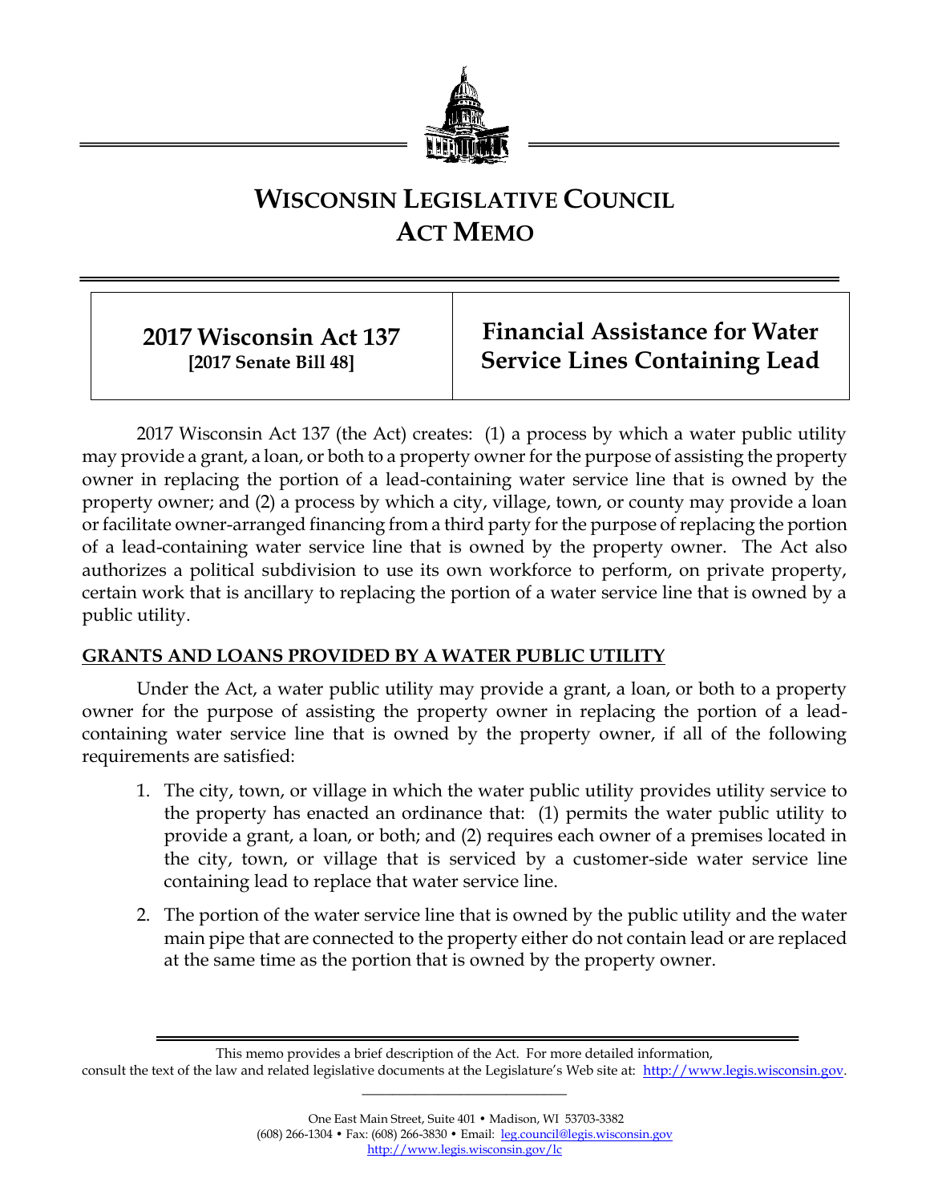# WISCONSIN LEGISLATIVE COUNCIL ACT MEMO

| 2017 Wisconsin Act 137 [2017 Senate Bill 48] | Financial Assistance for Water Service Lines Containing Lead |
|---|---|

2017 Wisconsin Act 137 (the Act) creates: (1) a process by which a water public utility may provide a grant, a loan, or both to a property owner for the purpose of assisting the property owner in replacing the portion of a lead-containing water service line that is owned by the property owner; and (2) a process by which a city, village, town, or county may provide a loan or facilitate owner-arranged financing from a third party for the purpose of replacing the portion of a lead-containing water service line that is owned by the property owner. The Act also authorizes a political subdivision to use its own workforce to perform, on private property, certain work that is ancillary to replacing the portion of a water service line that is owned by a public utility.

## GRANTS AND LOANS PROVIDED BY A WATER PUBLIC UTILITY

Under the Act, a water public utility may provide a grant, a loan, or both to a property owner for the purpose of assisting the property owner in replacing the portion of a lead-containing water service line that is owned by the property owner, if all of the following requirements are satisfied:

1. The city, town, or village in which the water public utility provides utility service to the property has enacted an ordinance that: (1) permits the water public utility to provide a grant, a loan, or both; and (2) requires each owner of a premises located in the city, town, or village that is serviced by a customer-side water service line containing lead to replace that water service line.
2. The portion of the water service line that is owned by the public utility and the water main pipe that are connected to the property either do not contain lead or are replaced at the same time as the portion that is owned by the property owner.

This memo provides a brief description of the Act. For more detailed information, consult the text of the law and related legislative documents at the Legislature's Web site at: http://www.legis.wisconsin.gov.

One East Main Street, Suite 401 • Madison, WI 53703-3382
(608) 266-1304 • Fax: (608) 266-3830 • Email: leg.council@legis.wisconsin.gov
http://www.legis.wisconsin.gov/lc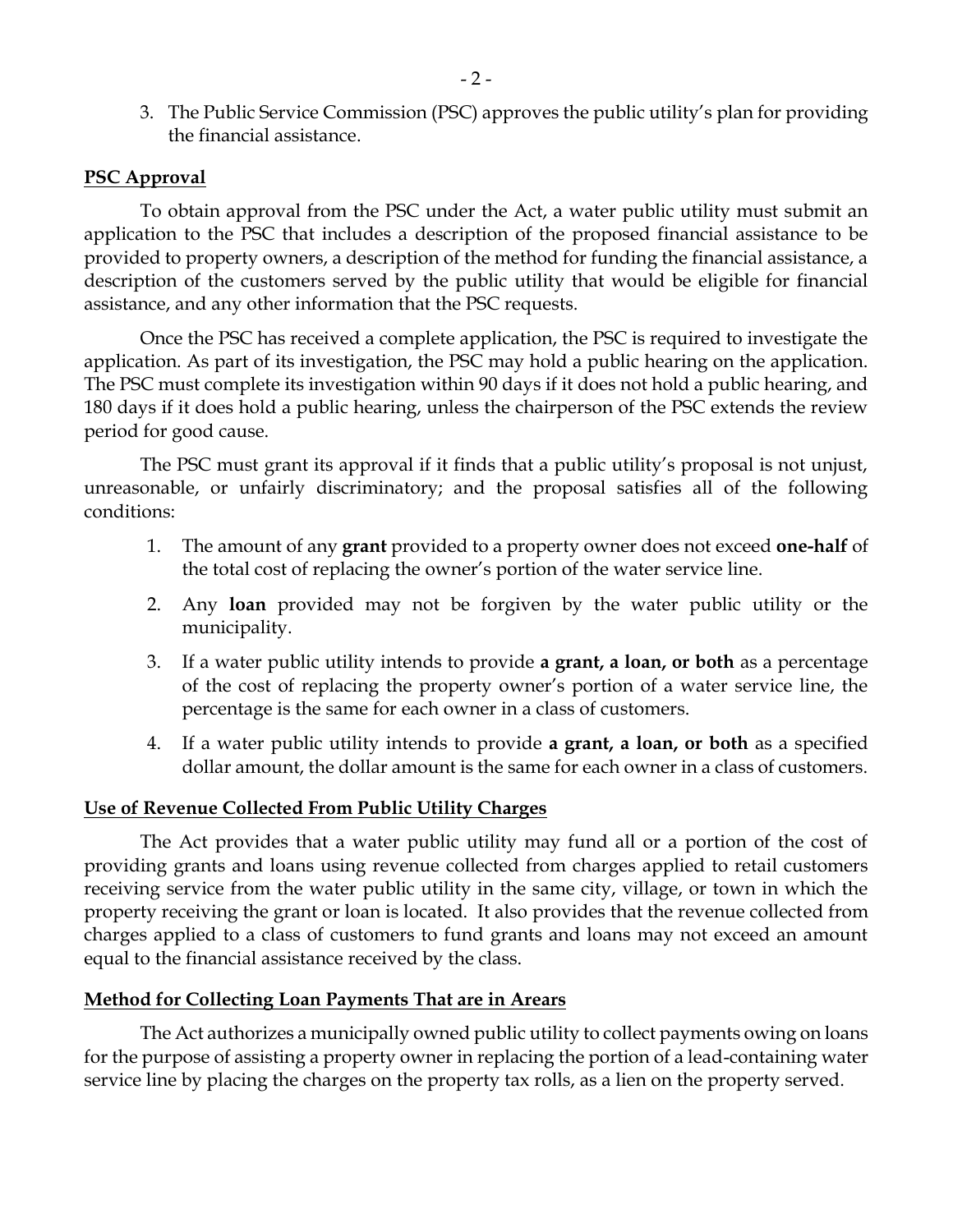3. The Public Service Commission (PSC) approves the public utility's plan for providing the financial assistance.

**PSC Approval**

To obtain approval from the PSC under the Act, a water public utility must submit an application to the PSC that includes a description of the proposed financial assistance to be provided to property owners, a description of the method for funding the financial assistance, a description of the customers served by the public utility that would be eligible for financial assistance, and any other information that the PSC requests.

Once the PSC has received a complete application, the PSC is required to investigate the application. As part of its investigation, the PSC may hold a public hearing on the application. The PSC must complete its investigation within 90 days if it does not hold a public hearing, and 180 days if it does hold a public hearing, unless the chairperson of the PSC extends the review period for good cause.

The PSC must grant its approval if it finds that a public utility's proposal is not unjust, unreasonable, or unfairly discriminatory; and the proposal satisfies all of the following conditions:

1. The amount of any **grant** provided to a property owner does not exceed **one-half** of the total cost of replacing the owner's portion of the water service line.
2. Any **loan** provided may not be forgiven by the water public utility or the municipality.
3. If a water public utility intends to provide **a grant, a loan, or both** as a percentage of the cost of replacing the property owner's portion of a water service line, the percentage is the same for each owner in a class of customers.
4. If a water public utility intends to provide **a grant, a loan, or both** as a specified dollar amount, the dollar amount is the same for each owner in a class of customers.

**Use of Revenue Collected From Public Utility Charges**

The Act provides that a water public utility may fund all or a portion of the cost of providing grants and loans using revenue collected from charges applied to retail customers receiving service from the water public utility in the same city, village, or town in which the property receiving the grant or loan is located. It also provides that the revenue collected from charges applied to a class of customers to fund grants and loans may not exceed an amount equal to the financial assistance received by the class.

**Method for Collecting Loan Payments That are in Arears**

The Act authorizes a municipally owned public utility to collect payments owing on loans for the purpose of assisting a property owner in replacing the portion of a lead-containing water service line by placing the charges on the property tax rolls, as a lien on the property served.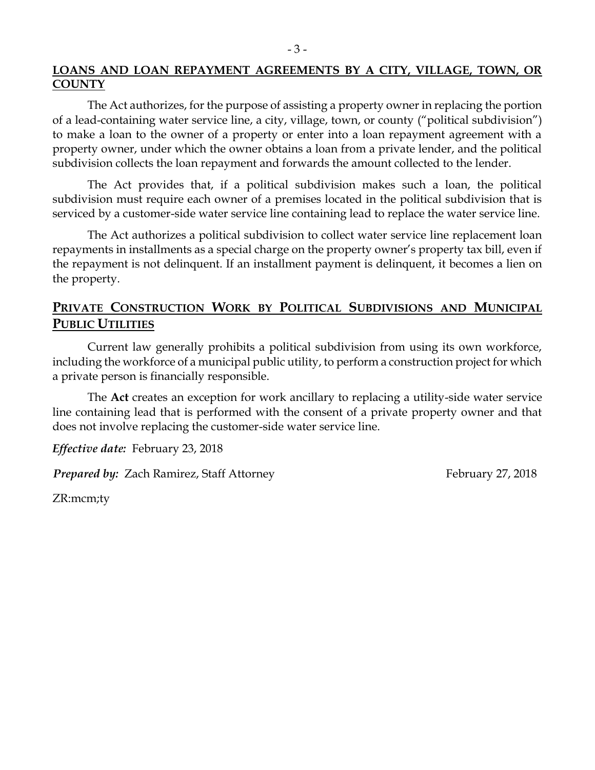## LOANS AND LOAN REPAYMENT AGREEMENTS BY A CITY, VILLAGE, TOWN, OR COUNTY

The Act authorizes, for the purpose of assisting a property owner in replacing the portion of a lead-containing water service line, a city, village, town, or county ("political subdivision") to make a loan to the owner of a property or enter into a loan repayment agreement with a property owner, under which the owner obtains a loan from a private lender, and the political subdivision collects the loan repayment and forwards the amount collected to the lender.

The Act provides that, if a political subdivision makes such a loan, the political subdivision must require each owner of a premises located in the political subdivision that is serviced by a customer-side water service line containing lead to replace the water service line.

The Act authorizes a political subdivision to collect water service line replacement loan repayments in installments as a special charge on the property owner's property tax bill, even if the repayment is not delinquent. If an installment payment is delinquent, it becomes a lien on the property.

## PRIVATE CONSTRUCTION WORK BY POLITICAL SUBDIVISIONS AND MUNICIPAL PUBLIC UTILITIES

Current law generally prohibits a political subdivision from using its own workforce, including the workforce of a municipal public utility, to perform a construction project for which a private person is financially responsible.

The **Act** creates an exception for work ancillary to replacing a utility-side water service line containing lead that is performed with the consent of a private property owner and that does not involve replacing the customer-side water service line.

***Effective date:*** February 23, 2018

***Prepared by:*** Zach Ramirez, Staff Attorney February 27, 2018

ZR:mcm;ty